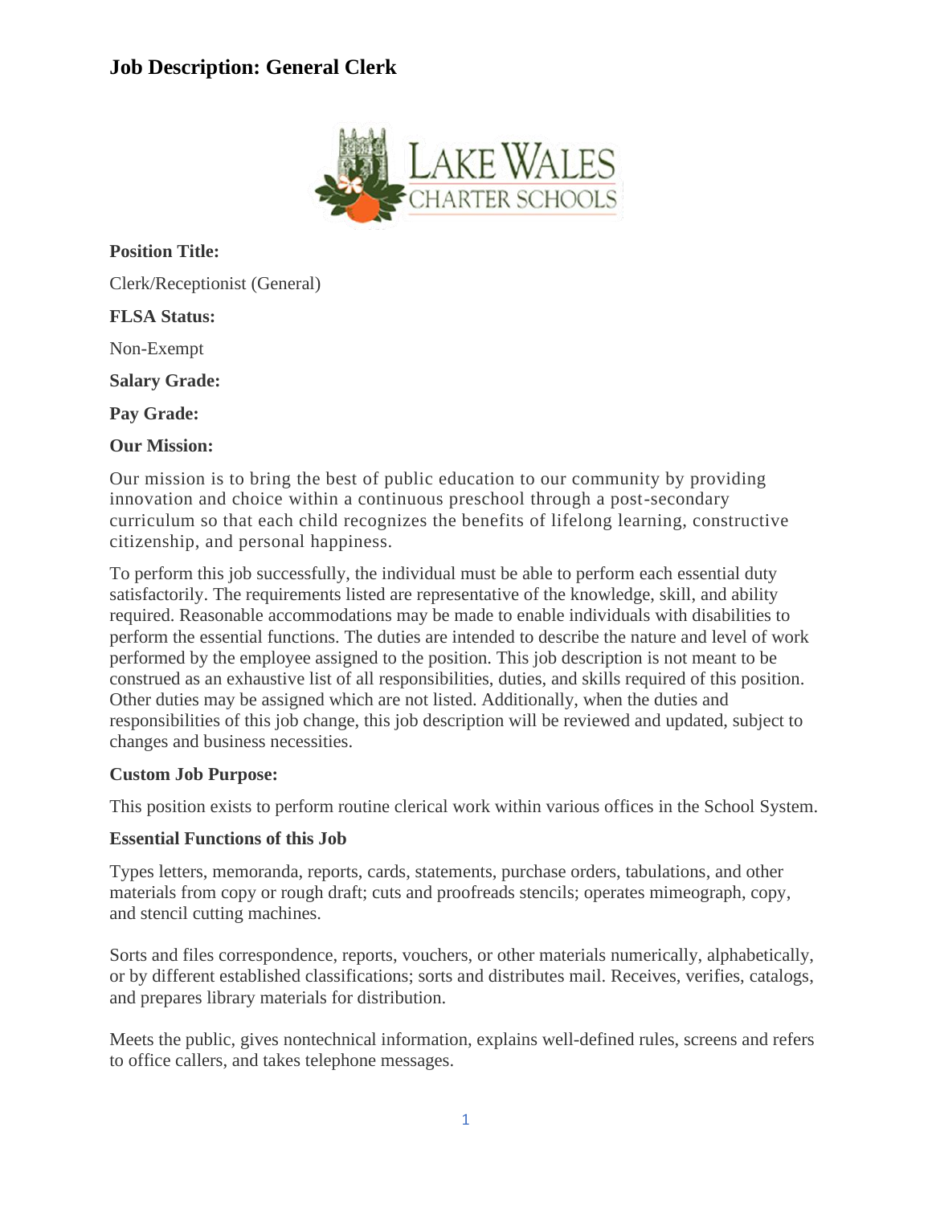# Job Description: General Clerk

**Position Title:**

Clerk/Receptionist (General)

**FLSA Status:**

Non-Exempt

**Salary Grade:**

**Pay Grade:**

**Our Mission:**

Our mission is to bring the best of public education to our community by providing innovation and choice within a continuous preschool through a post-secondary curriculum so that each child recognizes the benefits of lifelong learning, constructive citizenship, and personal happiness.

To perform this job successfully, the individual must be able to perform each essential duty satisfactorily. The requirements listed are representative of the knowledge, skill, and ability required. Reasonable accommodations may be made to enable individuals with disabilities to perform the essential functions. The duties are intended to describe the nature and level of work performed by the employee assigned to the position. This job description is not meant to be construed as an exhaustive list of all responsibilities, duties, and skills required of this position. Other duties may be assigned which are not listed. Additionally, when the duties and responsibilities of this job change, this job description will be reviewed and updated, subject to changes and business necessities.

**Custom Job Purpose:**

This position exists to perform routine clerical work within various offices in the School System.

**Essential Functions of this Job**

Types letters, memoranda, reports, cards, statements, purchase orders, tabulations, and other materials from copy or rough draft; cuts and proofreads stencils; operates mimeograph, copy, and stencil cutting machines.

Sorts and files correspondence, reports, vouchers, or other materials numerically, alphabetically, or by different established classifications; sorts and distributes mail. Receives, verifies, catalogs, and prepares library materials for distribution.

Meets the public, gives nontechnical information, explains well-defined rules, screens and refers to office callers, and takes telephone messages.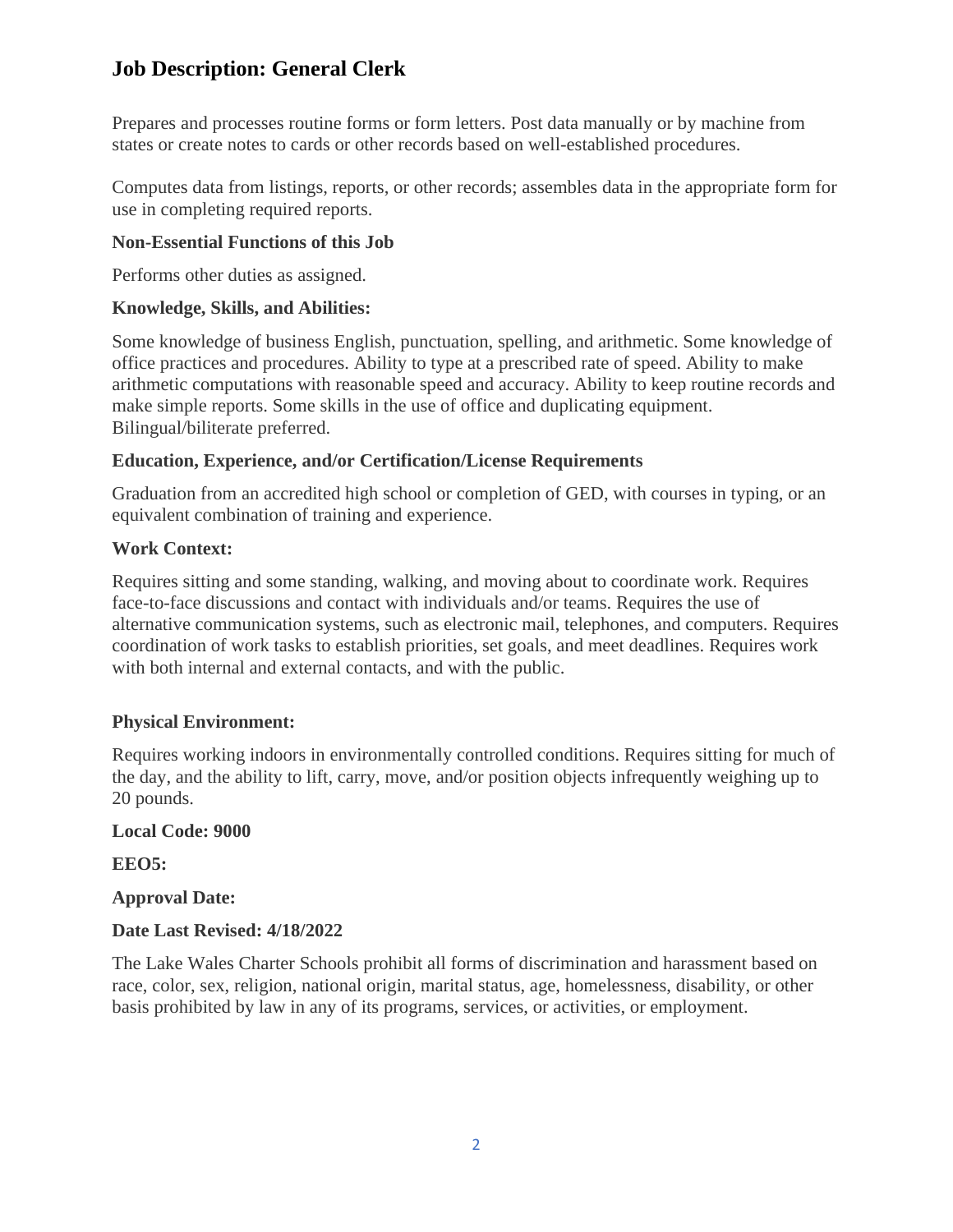## Job Description: General Clerk

Prepares and processes routine forms or form letters. Post data manually or by machine from states or create notes to cards or other records based on well-established procedures.

Computes data from listings, reports, or other records; assembles data in the appropriate form for use in completing required reports.

**Non-Essential Functions of this Job**

Performs other duties as assigned.

**Knowledge, Skills, and Abilities:**

Some knowledge of business English, punctuation, spelling, and arithmetic. Some knowledge of office practices and procedures. Ability to type at a prescribed rate of speed. Ability to make arithmetic computations with reasonable speed and accuracy. Ability to keep routine records and make simple reports. Some skills in the use of office and duplicating equipment. Bilingual/biliterate preferred.

**Education, Experience, and/or Certification/License Requirements**

Graduation from an accredited high school or completion of GED, with courses in typing, or an equivalent combination of training and experience.

**Work Context:**

Requires sitting and some standing, walking, and moving about to coordinate work. Requires face-to-face discussions and contact with individuals and/or teams. Requires the use of alternative communication systems, such as electronic mail, telephones, and computers. Requires coordination of work tasks to establish priorities, set goals, and meet deadlines. Requires work with both internal and external contacts, and with the public.

**Physical Environment:**

Requires working indoors in environmentally controlled conditions. Requires sitting for much of the day, and the ability to lift, carry, move, and/or position objects infrequently weighing up to 20 pounds.

**Local Code: 9000**

**EEO5:**

**Approval Date:**

**Date Last Revised: 4/18/2022**

The Lake Wales Charter Schools prohibit all forms of discrimination and harassment based on race, color, sex, religion, national origin, marital status, age, homelessness, disability, or other basis prohibited by law in any of its programs, services, or activities, or employment.